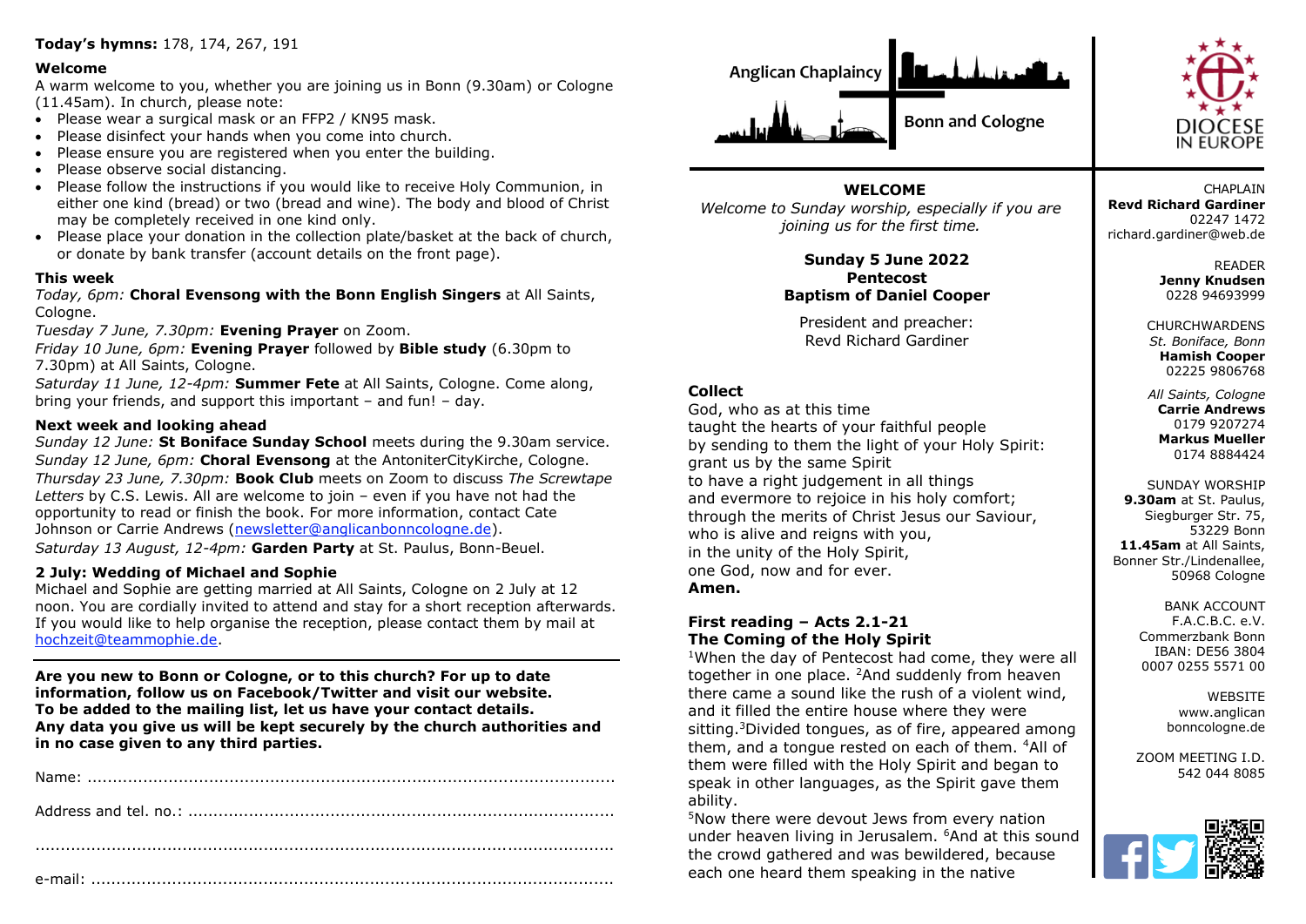**Today's hymns:** 178, 174, 267, 191

**Welcome**

A warm welcome to you, whether you are joining us in Bonn (9.30am) or Cologne (11.45am). In church, please note:

- Please wear a surgical mask or an FFP2 / KN95 mask.
- Please disinfect your hands when you come into church.
- Please ensure you are registered when you enter the building.
- Please observe social distancing.
- Please follow the instructions if you would like to receive Holy Communion, in either one kind (bread) or two (bread and wine). The body and blood of Christ may be completely received in one kind only.
- Please place your donation in the collection plate/basket at the back of church, or donate by bank transfer (account details on the front page).

**This week**

*Today, 6pm:* **Choral Evensong with the Bonn English Singers** at All Saints, Cologne.

*Tuesday 7 June, 7.30pm:* **Evening Prayer** on Zoom.

*Friday 10 June, 6pm:* **Evening Prayer** followed by **Bible study** (6.30pm to 7.30pm) at All Saints, Cologne.

*Saturday 11 June, 12-4pm:* **Summer Fete** at All Saints, Cologne. Come along, bring your friends, and support this important – and fun! – day.

**Next week and looking ahead**

*Sunday 12 June:* **St Boniface Sunday School** meets during the 9.30am service.

*Sunday 12 June, 6pm:* **Choral Evensong** at the AntoniterCityKirche, Cologne.

*Thursday 23 June, 7.30pm:* **Book Club** meets on Zoom to discuss *The Screwtape Letters* by C.S. Lewis. All are welcome to join – even if you have not had the opportunity to read or finish the book. For more information, contact Cate Johnson or Carrie Andrews (newsletter@anglicanbonncologne.de).

*Saturday 13 August, 12-4pm:* **Garden Party** at St. Paulus, Bonn-Beuel.

**2 July: Wedding of Michael and Sophie**

Michael and Sophie are getting married at All Saints, Cologne on 2 July at 12 noon. You are cordially invited to attend and stay for a short reception afterwards. If you would like to help organise the reception, please contact them by mail at hochzeit@teammophie.de.

---

**Are you new to Bonn or Cologne, or to this church? For up to date information, follow us on Facebook/Twitter and visit our website. To be added to the mailing list, let us have your contact details. Any data you give us will be kept securely by the church authorities and in no case given to third parties.**

Name: ..........................................................................................................

Address and tel. no.: ......................................................................................

.....................................................................................................................

e-mail: .........................................................................................................

Anglican Chaplaincy Bonn and Cologne

DIOCESE IN EUROPE

**WELCOME**

*Welcome to Sunday worship, especially if you are joining us for the first time.*

**Sunday 5 June 2022**
**Pentecost**
**Baptism of Daniel Cooper**

President and preacher:
Revd Richard Gardiner

**Collect**

God, who as at this time
taught the hearts of your faithful people
by sending to them the light of your Holy Spirit:
grant us by the same Spirit
to have a right judgement in all things
and evermore to rejoice in his holy comfort;
through the merits of Christ Jesus our Saviour,
who is alive and reigns with you,
in the unity of the Holy Spirit,
one God, now and for ever.
**Amen.**

**First reading – Acts 2.1-21**
**The Coming of the Holy Spirit**

[1]When the day of Pentecost had come, they were all together in one place. [2]And suddenly from heaven there came a sound like the rush of a violent wind, and it filled the entire house where they were sitting.[3]Divided tongues, as of fire, appeared among them, and a tongue rested on each of them. [4]All of them were filled with the Holy Spirit and began to speak in other languages, as the Spirit gave them ability.

[5]Now there were devout Jews from every nation under heaven living in Jerusalem. [6]And at this sound the crowd gathered and was bewildered, because each one heard them speaking in the native

CHAPLAIN
**Revd Richard Gardiner**
02247 1472
richard.gardiner@web.de

READER
**Jenny Knudsen**
0228 94693999

CHURCHWARDENS
*St. Boniface, Bonn*
**Hamish Cooper**
02225 9806768

*All Saints, Cologne*
**Carrie Andrews**
0179 9207274
**Markus Muller**
0174 8884424

SUNDAY WORSHIP
**9.30am** at St. Paulus, Siegburger Str. 75, 53229 Bonn
**11.45am** at All Saints, Bonner Str./Lindenallee, 50968 Cologne

BANK ACCOUNT
F.A.C.B.C. e.V.
Commerzbank Bonn
IBAN: DE56 3804 0007 0255 5571 00

WEBSITE
www.anglicanbonncologne.de

ZOOM MEETING I.D.
542 044 8085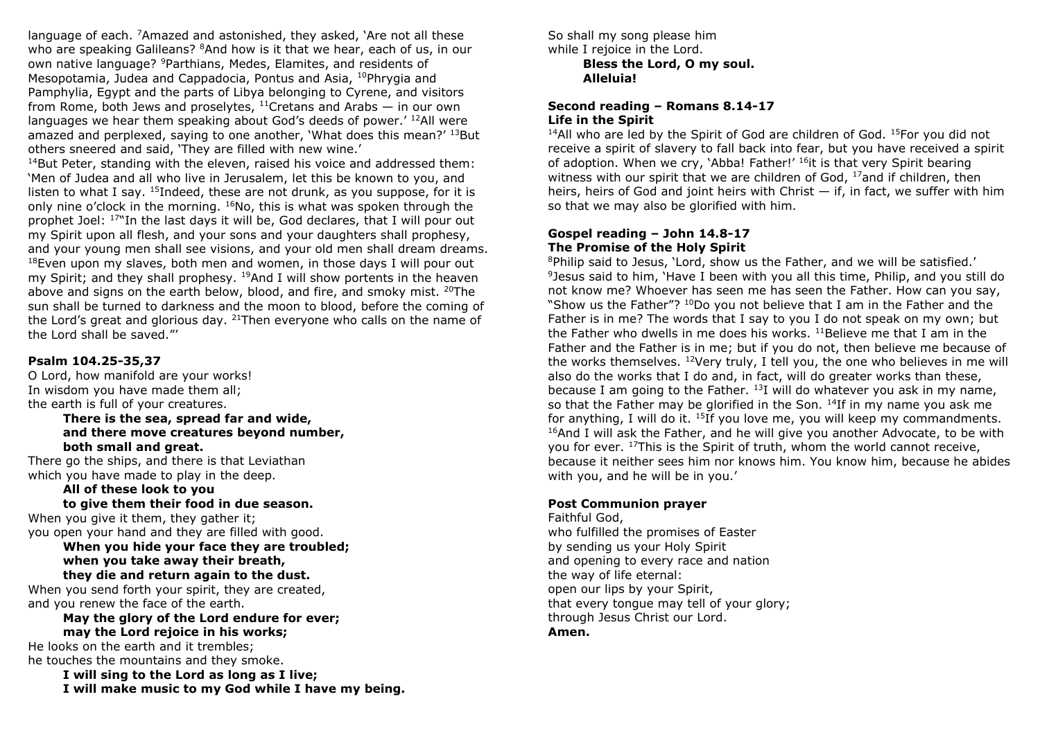language of each. [7]Amazed and astonished, they asked, 'Are not all these who are speaking Galileans? [8]And how is it that we hear, each of us, in our own native language? [9]Parthians, Medes, Elamites, and residents of Mesopotamia, Judea and Cappadocia, Pontus and Asia, [10]Phrygia and Pamphylia, Egypt and the parts of Libya belonging to Cyrene, and visitors from Rome, both Jews and proselytes, [11]Cretans and Arabs — in our own languages we hear them speaking about God's deeds of power.' [12]All were amazed and perplexed, saying to one another, 'What does this mean?' [13]But others sneered and said, 'They are filled with new wine.'
[14]But Peter, standing with the eleven, raised his voice and addressed them: 'Men of Judea and all who live in Jerusalem, let this be known to you, and listen to what I say. [15]Indeed, these are not drunk, as you suppose, for it is only nine o'clock in the morning. [16]No, this is what was spoken through the prophet Joel: [17]"In the last days it will be, God declares, that I will pour out my Spirit upon all flesh, and your sons and your daughters shall prophesy, and your young men shall see visions, and your old men shall dream dreams. [18]Even upon my slaves, both men and women, in those days I will pour out my Spirit; and they shall prophesy. [19]And I will show portents in the heaven above and signs on the earth below, blood, and fire, and smoky mist. [20]The sun shall be turned to darkness and the moon to blood, before the coming of the Lord's great and glorious day. [21]Then everyone who calls on the name of the Lord shall be saved."'

**Psalm 104.25-35,37**

O Lord, how manifold are your works!
In wisdom you have made them all;
the earth is full of your creatures.

**There is the sea, spread far and wide,**
**and there move creatures beyond number,**
**both small and great.**

There go the ships, and there is that Leviathan
which you have made to play in the deep.

**All of these look to you**
**to give them their food in due season.**

When you give it them, they gather it;
you open your hand and they are filled with good.

**When you hide your face they are troubled;**
**when you take away their breath,**
**they die and return again to the dust.**

When you send forth your spirit, they are created,
and you renew the face of the earth.

**May the glory of the Lord endure for ever;**
**may the Lord rejoice in his works;**

He looks on the earth and it trembles;
he touches the mountains and they smoke.

**I will sing to the Lord as long as I live;**
**I will make music to my God while I have my being.**

So shall my song please him
while I rejoice in the Lord.

**Bless the Lord, O my soul.**
**Alleluia!**

**Second reading – Romans 8.14-17**
**Life in the Spirit**

[14]All who are led by the Spirit of God are children of God. [15]For you did not receive a spirit of slavery to fall back into fear, but you have received a spirit of adoption. When we cry, 'Abba! Father!' [16]it is that very Spirit bearing witness with our spirit that we are children of God, [17]and if children, then heirs, heirs of God and joint heirs with Christ — if, in fact, we suffer with him so that we may also be glorified with him.

**Gospel reading – John 14.8-17**
**The Promise of the Holy Spirit**

[8]Philip said to Jesus, 'Lord, show us the Father, and we will be satisfied.' [9]Jesus said to him, 'Have I been with you all this time, Philip, and you still do not know me? Whoever has seen me has seen the Father. How can you say, "Show us the Father"? [10]Do you not believe that I am in the Father and the Father is in me? The words that I say to you I do not speak on my own; but the Father who dwells in me does his works. [11]Believe me that I am in the Father and the Father is in me; but if you do not, then believe me because of the works themselves. [12]Very truly, I tell you, the one who believes in me will also do the works that I do and, in fact, will do greater works than these, because I am going to the Father. [13]I will do whatever you ask in my name, so that the Father may be glorified in the Son. [14]If in my name you ask me for anything, I will do it. [15]If you love me, you will keep my commandments. [16]And I will ask the Father, and he will give you another Advocate, to be with you for ever. [17]This is the Spirit of truth, whom the world cannot receive, because it neither sees him nor knows him. You know him, because he abides with you, and he will be in you.'

**Post Communion prayer**

Faithful God,
who fulfilled the promises of Easter
by sending us your Holy Spirit
and opening to every race and nation
the way of life eternal:
open our lips by your Spirit,
that every tongue may tell of your glory;
through Jesus Christ our Lord.
**Amen.**